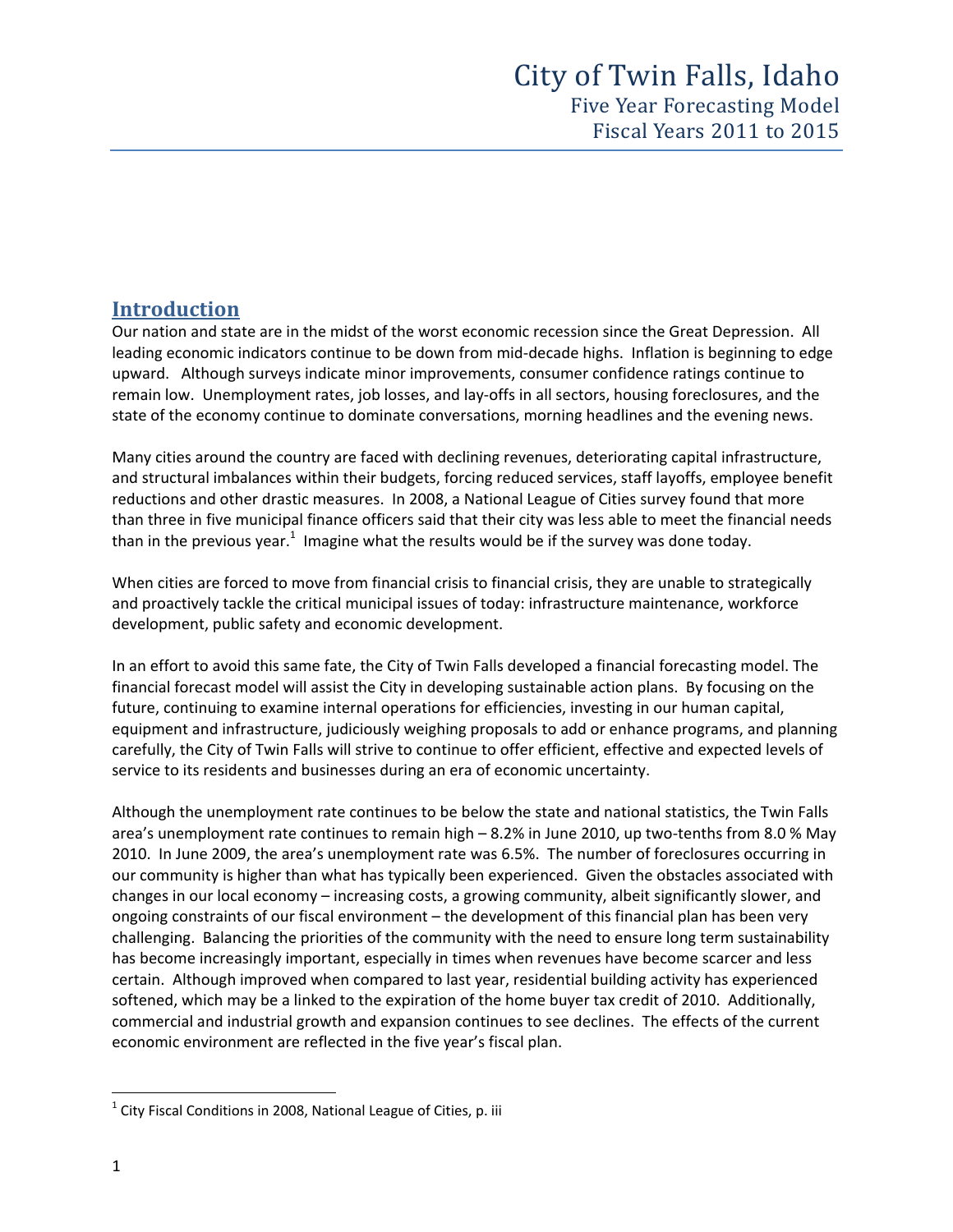# City of Twin Falls, Idaho

Five Year Forecasting Model
Fiscal Years 2011 to 2015

## Introduction

Our nation and state are in the midst of the worst economic recession since the Great Depression. All leading economic indicators continue to be down from mid-decade highs. Inflation is beginning to edge upward. Although surveys indicate minor improvements, consumer confidence ratings continue to remain low. Unemployment rates, job losses, and lay-offs in all sectors, housing foreclosures, and the state of the economy continue to dominate conversations, morning headlines and the evening news.

Many cities around the country are faced with declining revenues, deteriorating capital infrastructure, and structural imbalances within their budgets, forcing reduced services, staff layoffs, employee benefit reductions and other drastic measures. In 2008, a National League of Cities survey found that more than three in five municipal finance officers said that their city was less able to meet the financial needs than in the previous year.[1] Imagine what the results would be if the survey was done today.

When cities are forced to move from financial crisis to financial crisis, they are unable to strategically and proactively tackle the critical municipal issues of today: infrastructure maintenance, workforce development, public safety and economic development.

In an effort to avoid this same fate, the City of Twin Falls developed a financial forecasting model. The financial forecast model will assist the City in developing sustainable action plans. By focusing on the future, continuing to examine internal operations for efficiencies, investing in our human capital, equipment and infrastructure, judiciously weighing proposals to add or enhance programs, and planning carefully, the City of Twin Falls will strive to continue to offer efficient, effective and expected levels of service to its residents and businesses during an era of economic uncertainty.

Although the unemployment rate continues to be below the state and national statistics, the Twin Falls area's unemployment rate continues to remain high – 8.2% in June 2010, up two-tenths from 8.0 % May 2010. In June 2009, the area's unemployment rate was 6.5%. The number of foreclosures occurring in our community is higher than what has typically been experienced. Given the obstacles associated with changes in our local economy – increasing costs, a growing community, albeit significantly slower, and ongoing constraints of our fiscal environment – the development of this financial plan has been very challenging. Balancing the priorities of the community with the need to ensure long term sustainability has become increasingly important, especially in times when revenues have become scarcer and less certain. Although improved when compared to last year, residential building activity has experienced softened, which may be a linked to the expiration of the home buyer tax credit of 2010. Additionally, commercial and industrial growth and expansion continues to see declines. The effects of the current economic environment are reflected in the five year's fiscal plan.

[1] City Fiscal Conditions in 2008, National League of Cities, p. iii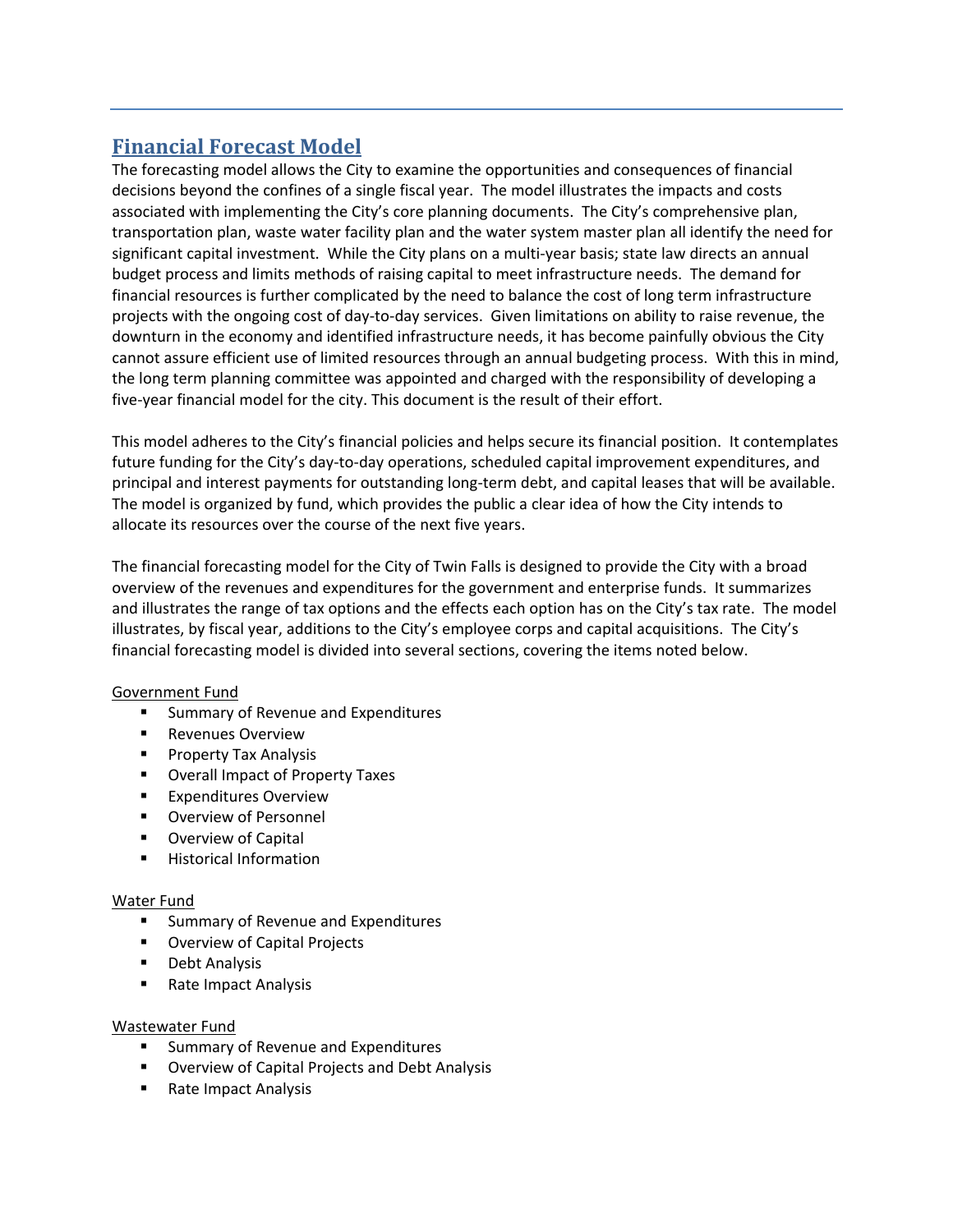## Financial Forecast Model

The forecasting model allows the City to examine the opportunities and consequences of financial decisions beyond the confines of a single fiscal year. The model illustrates the impacts and costs associated with implementing the City's core planning documents. The City's comprehensive plan, transportation plan, waste water facility plan and the water system master plan all identify the need for significant capital investment. While the City plans on a multi-year basis; state law directs an annual budget process and limits methods of raising capital to meet infrastructure needs. The demand for financial resources is further complicated by the need to balance the cost of long term infrastructure projects with the ongoing cost of day-to-day services. Given limitations on ability to raise revenue, the downturn in the economy and identified infrastructure needs, it has become painfully obvious the City cannot assure efficient use of limited resources through an annual budgeting process. With this in mind, the long term planning committee was appointed and charged with the responsibility of developing a five-year financial model for the city. This document is the result of their effort.

This model adheres to the City's financial policies and helps secure its financial position. It contemplates future funding for the City's day-to-day operations, scheduled capital improvement expenditures, and principal and interest payments for outstanding long-term debt, and capital leases that will be available. The model is organized by fund, which provides the public a clear idea of how the City intends to allocate its resources over the course of the next five years.

The financial forecasting model for the City of Twin Falls is designed to provide the City with a broad overview of the revenues and expenditures for the government and enterprise funds. It summarizes and illustrates the range of tax options and the effects each option has on the City's tax rate. The model illustrates, by fiscal year, additions to the City's employee corps and capital acquisitions. The City's financial forecasting model is divided into several sections, covering the items noted below.

<u>Government Fund</u>

- Summary of Revenue and Expenditures
- Revenues Overview
- Property Tax Analysis
- Overall Impact of Property Taxes
- Expenditures Overview
- Overview of Personnel
- Overview of Capital
- Historical Information

<u>Water Fund</u>

- Summary of Revenue and Expenditures
- Overview of Capital Projects
- Debt Analysis
- Rate Impact Analysis

<u>Wastewater Fund</u>

- Summary of Revenue and Expenditures
- Overview of Capital Projects and Debt Analysis
- Rate Impact Analysis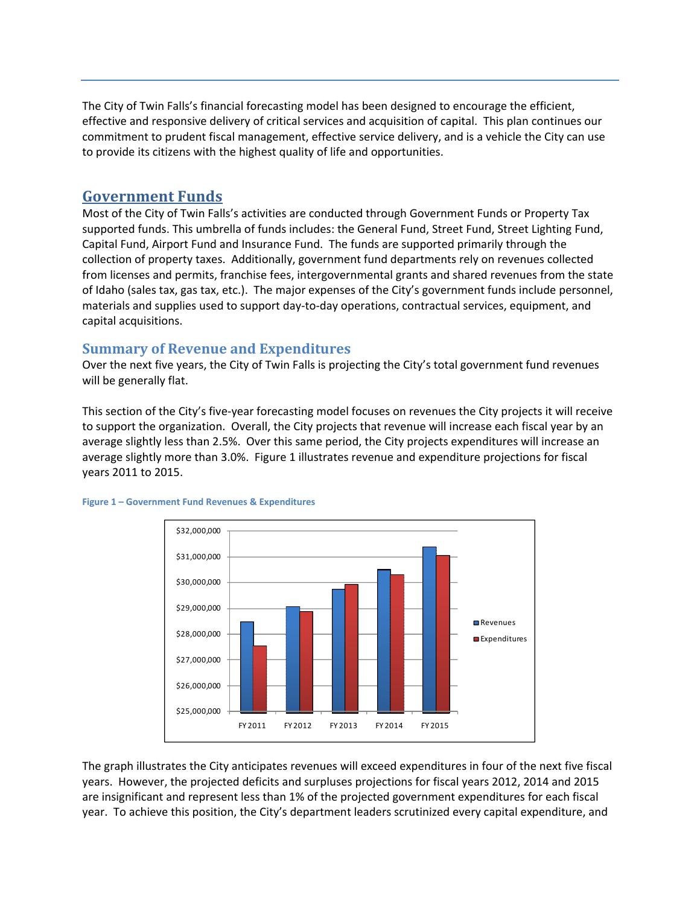The City of Twin Falls's financial forecasting model has been designed to encourage the efficient, effective and responsive delivery of critical services and acquisition of capital. This plan continues our commitment to prudent fiscal management, effective service delivery, and is a vehicle the City can use to provide its citizens with the highest quality of life and opportunities.

## Government Funds

Most of the City of Twin Falls's activities are conducted through Government Funds or Property Tax supported funds. This umbrella of funds includes: the General Fund, Street Fund, Street Lighting Fund, Capital Fund, Airport Fund and Insurance Fund. The funds are supported primarily through the collection of property taxes. Additionally, government fund departments rely on revenues collected from licenses and permits, franchise fees, intergovernmental grants and shared revenues from the state of Idaho (sales tax, gas tax, etc.). The major expenses of the City's government funds include personnel, materials and supplies used to support day-to-day operations, contractual services, equipment, and capital acquisitions.

### Summary of Revenue and Expenditures

Over the next five years, the City of Twin Falls is projecting the City's total government fund revenues will be generally flat.

This section of the City's five-year forecasting model focuses on revenues the City projects it will receive to support the organization. Overall, the City projects that revenue will increase each fiscal year by an average slightly less than 2.5%. Over this same period, the City projects expenditures will increase an average slightly more than 3.0%. Figure 1 illustrates revenue and expenditure projections for fiscal years 2011 to 2015.

**Figure 1 – Government Fund Revenues & Expenditures**

The graph illustrates the City anticipates revenues will exceed expenditures in four of the next five fiscal years. However, the projected deficits and surpluses projections for fiscal years 2012, 2014 and 2015 are insignificant and represent less than 1% of the projected government expenditures for each fiscal year. To achieve this position, the City's department leaders scrutinized every capital expenditure, and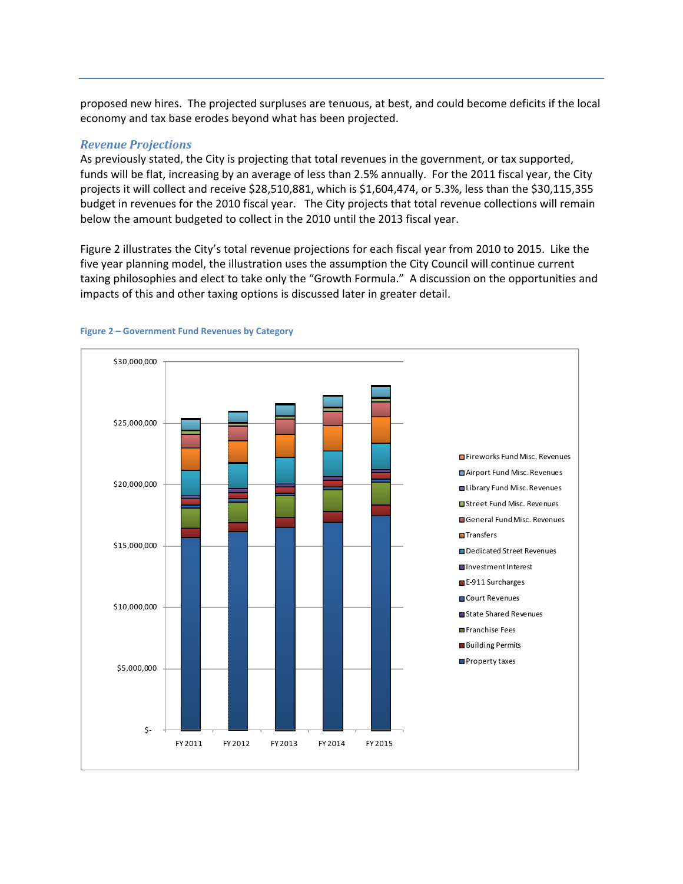proposed new hires. The projected surpluses are tenuous, at best, and could become deficits if the local economy and tax base erodes beyond what has been projected.

### *Revenue Projections*

As previously stated, the City is projecting that total revenues in the government, or tax supported, funds will be flat, increasing by an average of less than 2.5% annually. For the 2011 fiscal year, the City projects it will collect and receive $28,510,881, which is $1,604,474, or 5.3%, less than the $30,115,355 budget in revenues for the 2010 fiscal year. The City projects that total revenue collections will remain below the amount budgeted to collect in the 2010 until the 2013 fiscal year.

Figure 2 illustrates the City's total revenue projections for each fiscal year from 2010 to 2015. Like the five year planning model, the illustration uses the assumption the City Council will continue current taxing philosophies and elect to take only the "Growth Formula." A discussion on the opportunities and impacts of this and other taxing options is discussed later in greater detail.

**Figure 2 – Government Fund Revenues by Category**

$30,000,000
$25,000,000
$20,000,000
$15,000,000
$10,000,000
$5,000,000
$-

FY 2011 FY 2012 FY 2013 FY 2014 FY 2015

- Fireworks Fund Misc. Revenues
- Airport Fund Misc. Revenues
- Library Fund Misc. Revenues
- Street Fund Misc. Revenues
- General Fund Misc. Revenues
- Transfers
- Dedicated Street Revenues
- Investment Interest
- E-911 Surcharges
- Court Revenues
- State Shared Revenues
- Franchise Fees
- Building Permits
- Property taxes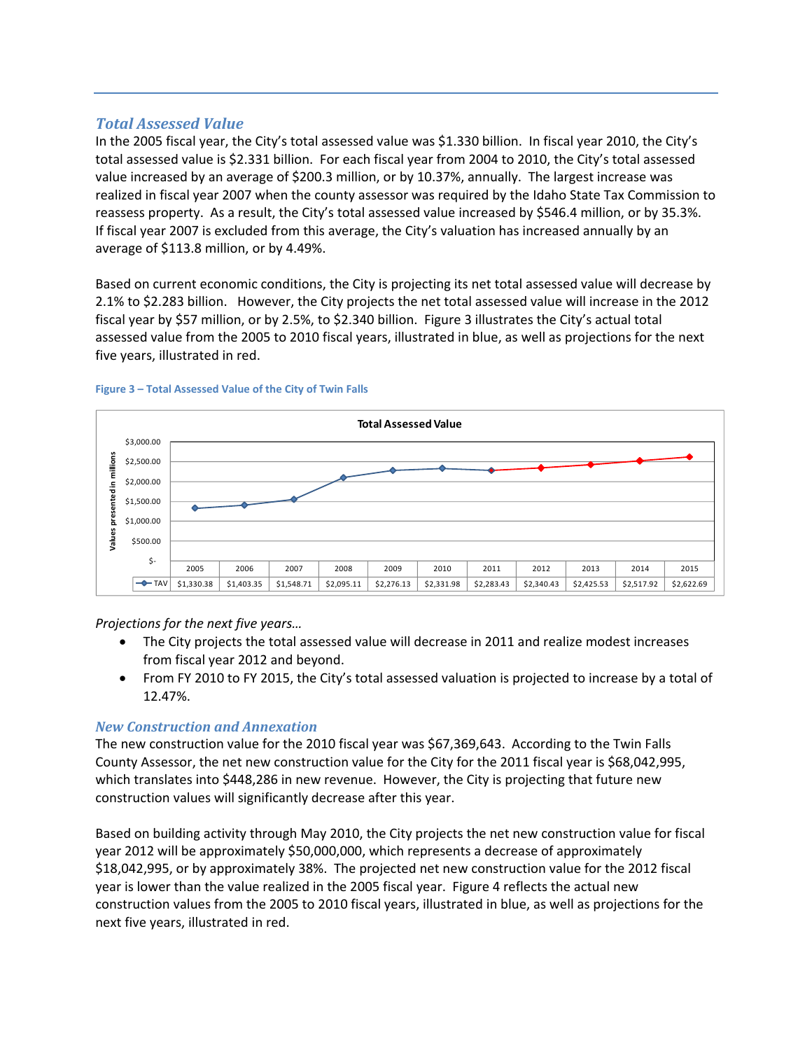## *Total Assessed Value*

In the 2005 fiscal year, the City's total assessed value was $1.330 billion. In fiscal year 2010, the City's total assessed value is $2.331 billion. For each fiscal year from 2004 to 2010, the City's total assessed value increased by an average of $200.3 million, or by 10.37%, annually. The largest increase was realized in fiscal year 2007 when the county assessor was required by the Idaho State Tax Commission to reassess property. As a result, the City's total assessed value increased by $546.4 million, or by 35.3%. If fiscal year 2007 is excluded from this average, the City's valuation has increased annually by an average of $113.8 million, or by 4.49%.

Based on current economic conditions, the City is projecting its net total assessed value will decrease by 2.1% to $2.283 billion. However, the City projects the net total assessed value will increase in the 2012 fiscal year by $57 million, or by 2.5%, to $2.340 billion. Figure 3 illustrates the City's actual total assessed value from the 2005 to 2010 fiscal years, illustrated in blue, as well as projections for the next five years, illustrated in red.

Figure 3 – Total Assessed Value of the City of Twin Falls

**Total Assessed Value** (Values presented in millions)

| | 2005 | 2006 | 2007 | 2008 | 2009 | 2010 | 2011 | 2012 | 2013 | 2014 | 2015 |
|---|---|---|---|---|---|---|---|---|---|---|---|
| TAV | $1,330.38 | $1,403.35 | $1,548.71 | $2,095.11 | $2,276.13 | $2,331.98 | $2,283.43 | $2,340.43 | $2,425.53 | $2,517.92 | $2,622.69 |

*Projections for the next five years…*

- The City projects the total assessed value will decrease in 2011 and realize modest increases from fiscal year 2012 and beyond.
- From FY 2010 to FY 2015, the City's total assessed valuation is projected to increase by a total of 12.47%.

## *New Construction and Annexation*

The new construction value for the 2010 fiscal year was $67,369,643. According to the Twin Falls County Assessor, the net new construction value for the City for the 2011 fiscal year is $68,042,995, which translates into $448,286 in new revenue. However, the City is projecting that future new construction values will significantly decrease after this year.

Based on building activity through May 2010, the City projects the net new construction value for fiscal year 2012 will be approximately $50,000,000, which represents a decrease of approximately $18,042,995, or by approximately 38%. The projected net new construction value for the 2012 fiscal year is lower than the value realized in the 2005 fiscal year. Figure 4 reflects the actual new construction values from the 2005 to 2010 fiscal years, illustrated in blue, as well as projections for the next five years, illustrated in red.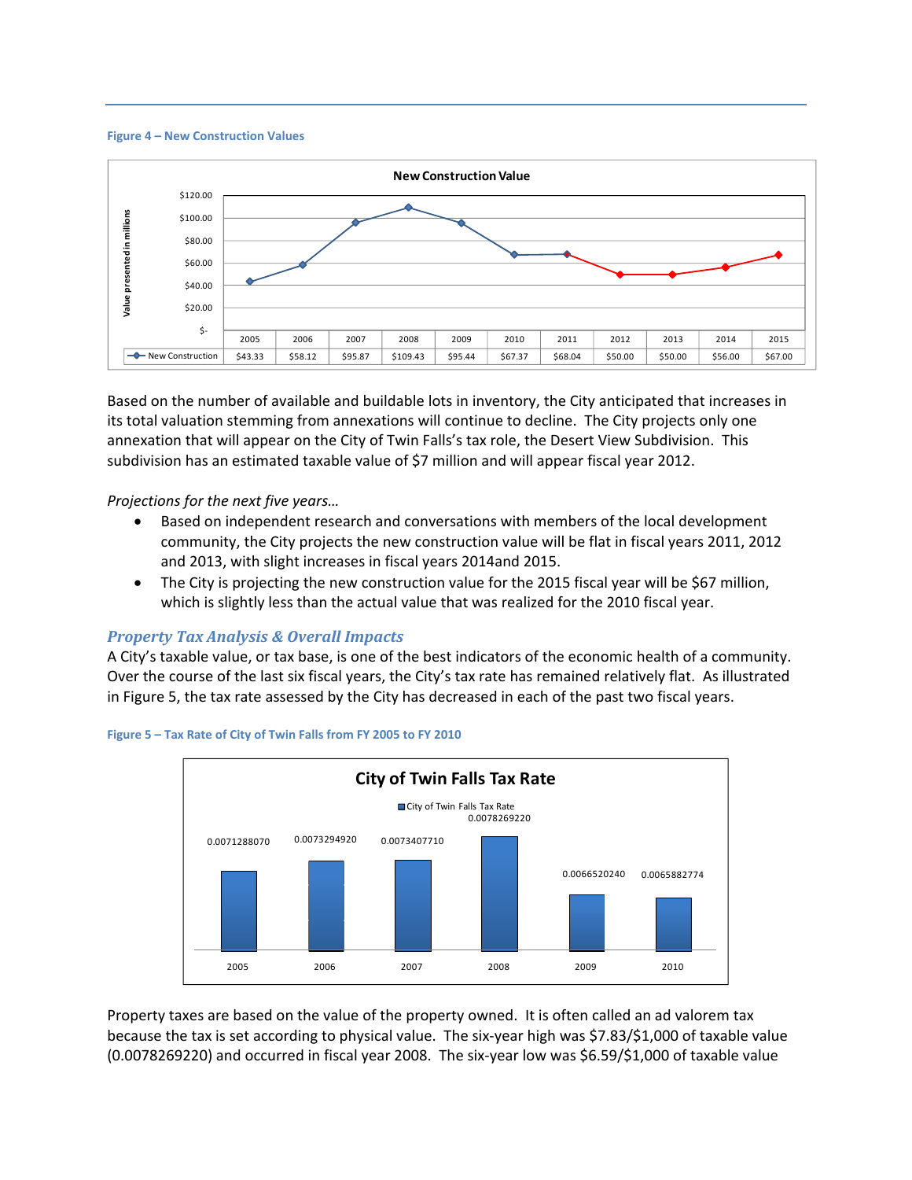**Figure 4 – New Construction Values**

**New Construction Value**

| | 2005 | 2006 | 2007 | 2008 | 2009 | 2010 | 2011 | 2012 | 2013 | 2014 | 2015 |
|---|---|---|---|---|---|---|---|---|---|---|---|
| New Construction | $43.33 | $58.12 | $95.87 | $109.43 | $95.44 | $67.37 | $68.04 | $50.00 | $50.00 | $56.00 | $67.00 |

Value presented in millions

Based on the number of available and buildable lots in inventory, the City anticipated that increases in its total valuation stemming from annexations will continue to decline. The City projects only one annexation that will appear on the City of Twin Falls's tax role, the Desert View Subdivision. This subdivision has an estimated taxable value of $7 million and will appear fiscal year 2012.

*Projections for the next five years…*

- Based on independent research and conversations with members of the local development community, the City projects the new construction value will be flat in fiscal years 2011, 2012 and 2013, with slight increases in fiscal years 2014and 2015.
- The City is projecting the new construction value for the 2015 fiscal year will be $67 million, which is slightly less than the actual value that was realized for the 2010 fiscal year.

## *Property Tax Analysis & Overall Impacts*

A City's taxable value, or tax base, is one of the best indicators of the economic health of a community. Over the course of the last six fiscal years, the City's tax rate has remained relatively flat. As illustrated in Figure 5, the tax rate assessed by the City has decreased in each of the past two fiscal years.

**Figure 5 – Tax Rate of City of Twin Falls from FY 2005 to FY 2010**

**City of Twin Falls Tax Rate**

| | 2005 | 2006 | 2007 | 2008 | 2009 | 2010 |
|---|---|---|---|---|---|---|
| City of Twin Falls Tax Rate | 0.0071288070 | 0.0073294920 | 0.0073407710 | 0.0078269220 | 0.0066520240 | 0.0065882774 |

Property taxes are based on the value of the property owned. It is often called an ad valorem tax because the tax is set according to physical value. The six-year high was $7.83/$1,000 of taxable value (0.0078269220) and occurred in fiscal year 2008. The six-year low was $6.59/$1,000 of taxable value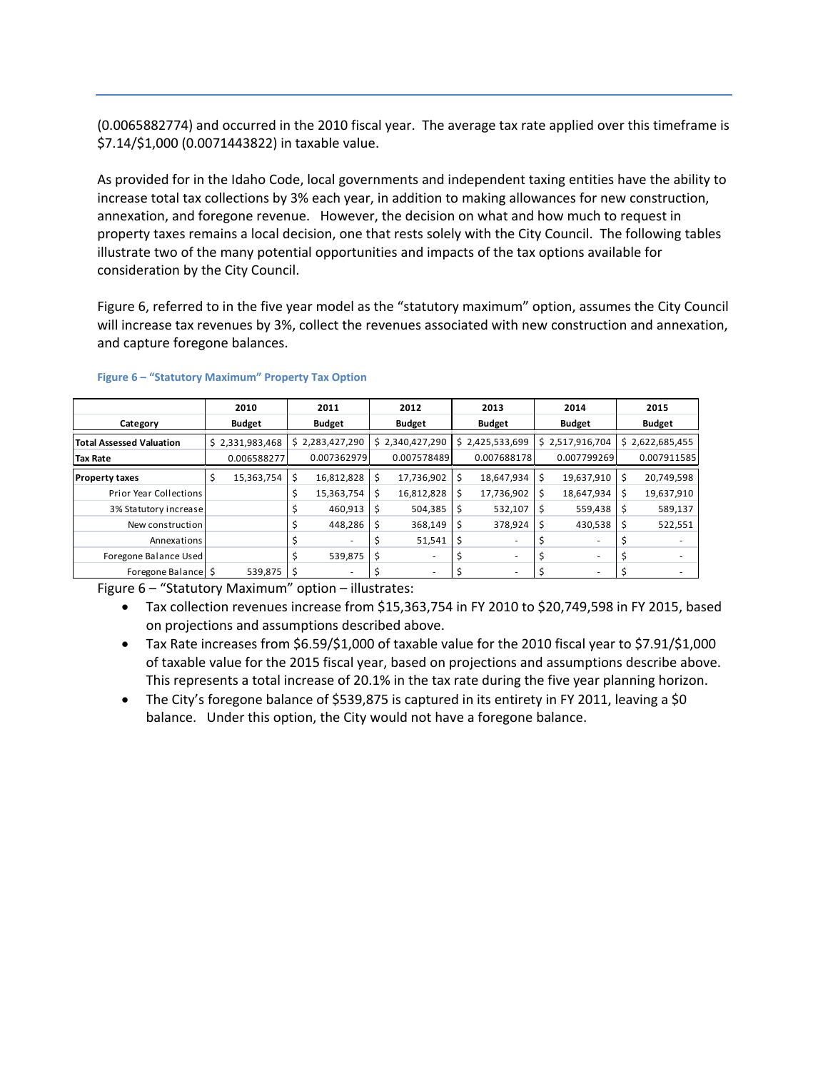(0.0065882774) and occurred in the 2010 fiscal year. The average tax rate applied over this timeframe is $7.14/$1,000 (0.0071443822) in taxable value.

As provided for in the Idaho Code, local governments and independent taxing entities have the ability to increase total tax collections by 3% each year, in addition to making allowances for new construction, annexation, and foregone revenue. However, the decision on what and how much to request in property taxes remains a local decision, one that rests solely with the City Council. The following tables illustrate two of the many potential opportunities and impacts of the tax options available for consideration by the City Council.

Figure 6, referred to in the five year model as the "statutory maximum" option, assumes the City Council will increase tax revenues by 3%, collect the revenues associated with new construction and annexation, and capture foregone balances.

**Figure 6 – "Statutory Maximum" Property Tax Option**

| Category | 2010 Budget | 2011 Budget | 2012 Budget | 2013 Budget | 2014 Budget | 2015 Budget |
|---|---|---|---|---|---|---|
| **Total Assessed Valuation** | $ 2,331,983,468 | $ 2,283,427,290 | $ 2,340,427,290 | $ 2,425,533,699 | $ 2,517,916,704 | $ 2,622,685,455 |
| **Tax Rate** | 0.006588277 | 0.007362979 | 0.007578489 | 0.007688178 | 0.007799269 | 0.007911585 |
| **Property taxes** | $ 15,363,754 | $ 16,812,828 | $ 17,736,902 | $ 18,647,934 | $ 19,637,910 | $ 20,749,598 |
| Prior Year Collections | | $ 15,363,754 | $ 16,812,828 | $ 17,736,902 | $ 18,647,934 | $ 19,637,910 |
| 3% Statutory increase | | $ 460,913 | $ 504,385 | $ 532,107 | $ 559,438 | $ 589,137 |
| New construction | | $ 448,286 | $ 368,149 | $ 378,924 | $ 430,538 | $ 522,551 |
| Annexations | | $ - | $ 51,541 | $ - | $ - | $ - |
| Foregone Balance Used | | $ 539,875 | $ - | $ - | $ - | $ - |
| Foregone Balance | $ 539,875 | $ - | $ - | $ - | $ - | $ - |

Figure 6 – "Statutory Maximum" option – illustrates:

- Tax collection revenues increase from $15,363,754 in FY 2010 to $20,749,598 in FY 2015, based on projections and assumptions described above.
- Tax Rate increases from $6.59/$1,000 of taxable value for the 2010 fiscal year to $7.91/$1,000 of taxable value for the 2015 fiscal year, based on projections and assumptions describe above. This represents a total increase of 20.1% in the tax rate during the five year planning horizon.
- The City's foregone balance of $539,875 is captured in its entirety in FY 2011, leaving a $0 balance. Under this option, the City would not have a foregone balance.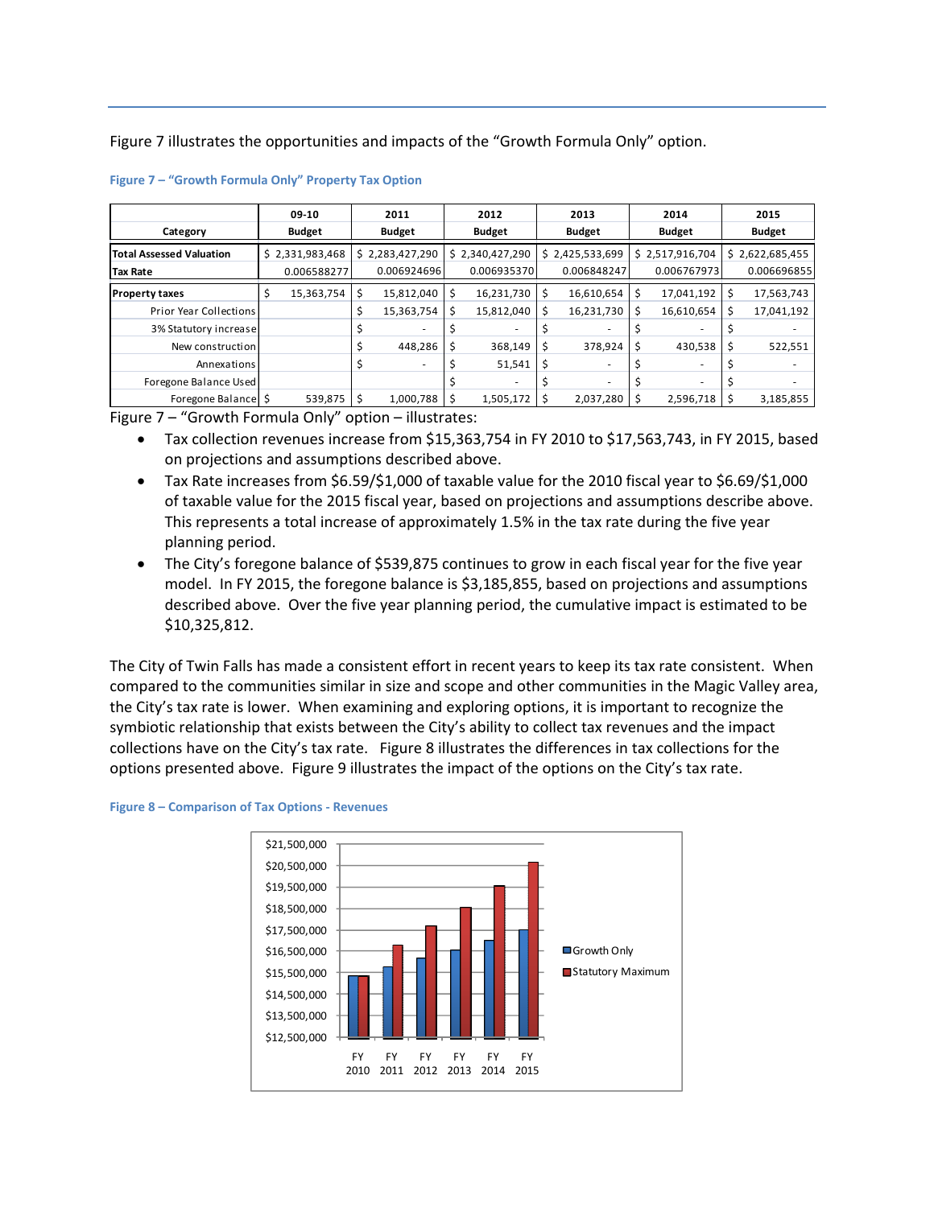Figure 7 illustrates the opportunities and impacts of the “Growth Formula Only” option.

**Figure 7 – “Growth Formula Only” Property Tax Option**

| Category | 09-10 Budget | 2011 Budget | 2012 Budget | 2013 Budget | 2014 Budget | 2015 Budget |
|---|---|---|---|---|---|---|
| **Total Assessed Valuation** | $ 2,331,983,468 | $ 2,283,427,290 | $ 2,340,427,290 | $ 2,425,533,699 | $ 2,517,916,704 | $ 2,622,685,455 |
| **Tax Rate** | 0.006588277 | 0.006924696 | 0.006935370 | 0.006848247 | 0.006767973 | 0.006696855 |
| **Property taxes** | $ 15,363,754 | $ 15,812,040 | $ 16,231,730 | $ 16,610,654 | $ 17,041,192 | $ 17,563,743 |
| Prior Year Collections | | $ 15,363,754 | $ 15,812,040 | $ 16,231,730 | $ 16,610,654 | $ 17,041,192 |
| 3% Statutory increase | | $ - | $ - | $ - | $ - | $ - |
| New construction | | $ 448,286 | $ 368,149 | $ 378,924 | $ 430,538 | $ 522,551 |
| Annexations | | $ - | $ 51,541 | $ - | $ - | $ - |
| Foregone Balance Used | | | $ - | $ - | $ - | $ - |
| Foregone Balance | $ 539,875 | $ 1,000,788 | $ 1,505,172 | $ 2,037,280 | $ 2,596,718 | $ 3,185,855 |

Figure 7 – “Growth Formula Only” option – illustrates:

- Tax collection revenues increase from $15,363,754 in FY 2010 to $17,563,743, in FY 2015, based on projections and assumptions described above.
- Tax Rate increases from $6.59/$1,000 of taxable value for the 2010 fiscal year to $6.69/$1,000 of taxable value for the 2015 fiscal year, based on projections and assumptions describe above. This represents a total increase of approximately 1.5% in the tax rate during the five year planning period.
- The City’s foregone balance of $539,875 continues to grow in each fiscal year for the five year model. In FY 2015, the foregone balance is $3,185,855, based on projections and assumptions described above. Over the five year planning period, the cumulative impact is estimated to be $10,325,812.

The City of Twin Falls has made a consistent effort in recent years to keep its tax rate consistent. When compared to the communities similar in size and scope and other communities in the Magic Valley area, the City’s tax rate is lower. When examining and exploring options, it is important to recognize the symbiotic relationship that exists between the City’s ability to collect tax revenues and the impact collections have on the City’s tax rate. Figure 8 illustrates the differences in tax collections for the options presented above. Figure 9 illustrates the impact of the options on the City’s tax rate.

**Figure 8 – Comparison of Tax Options - Revenues**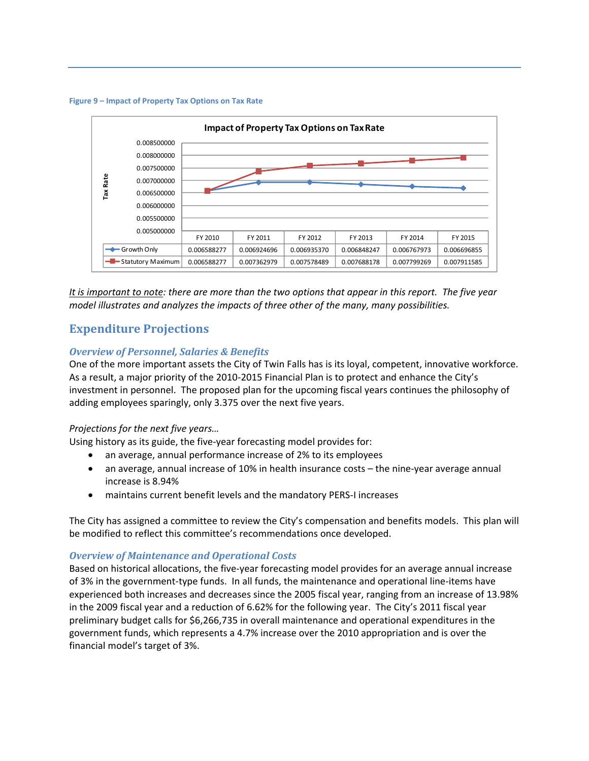Figure 9 – Impact of Property Tax Options on Tax Rate

**Impact of Property Tax Options on Tax Rate**

| | FY 2010 | FY 2011 | FY 2012 | FY 2013 | FY 2014 | FY 2015 |
|---|---|---|---|---|---|---|
| Growth Only | 0.006588277 | 0.006924696 | 0.006935370 | 0.006848247 | 0.006767973 | 0.006696855 |
| Statutory Maximum | 0.006588277 | 0.007362979 | 0.007578489 | 0.007688178 | 0.007799269 | 0.007911585 |

*<u>It is important to note</u>: there are more than the two options that appear in this report. The five year model illustrates and analyzes the impacts of three other of the many, many possibilities.*

## Expenditure Projections

### *Overview of Personnel, Salaries & Benefits*

One of the more important assets the City of Twin Falls has is its loyal, competent, innovative workforce. As a result, a major priority of the 2010-2015 Financial Plan is to protect and enhance the City's investment in personnel. The proposed plan for the upcoming fiscal years continues the philosophy of adding employees sparingly, only 3.375 over the next five years.

*Projections for the next five years…*

Using history as its guide, the five-year forecasting model provides for:

- an average, annual performance increase of 2% to its employees
- an average, annual increase of 10% in health insurance costs – the nine-year average annual increase is 8.94%
- maintains current benefit levels and the mandatory PERS-I increases

The City has assigned a committee to review the City's compensation and benefits models. This plan will be modified to reflect this committee's recommendations once developed.

### *Overview of Maintenance and Operational Costs*

Based on historical allocations, the five-year forecasting model provides for an average annual increase of 3% in the government-type funds. In all funds, the maintenance and operational line-items have experienced both increases and decreases since the 2005 fiscal year, ranging from an increase of 13.98% in the 2009 fiscal year and a reduction of 6.62% for the following year. The City's 2011 fiscal year preliminary budget calls for $6,266,735 in overall maintenance and operational expenditures in the government funds, which represents a 4.7% increase over the 2010 appropriation and is over the financial model's target of 3%.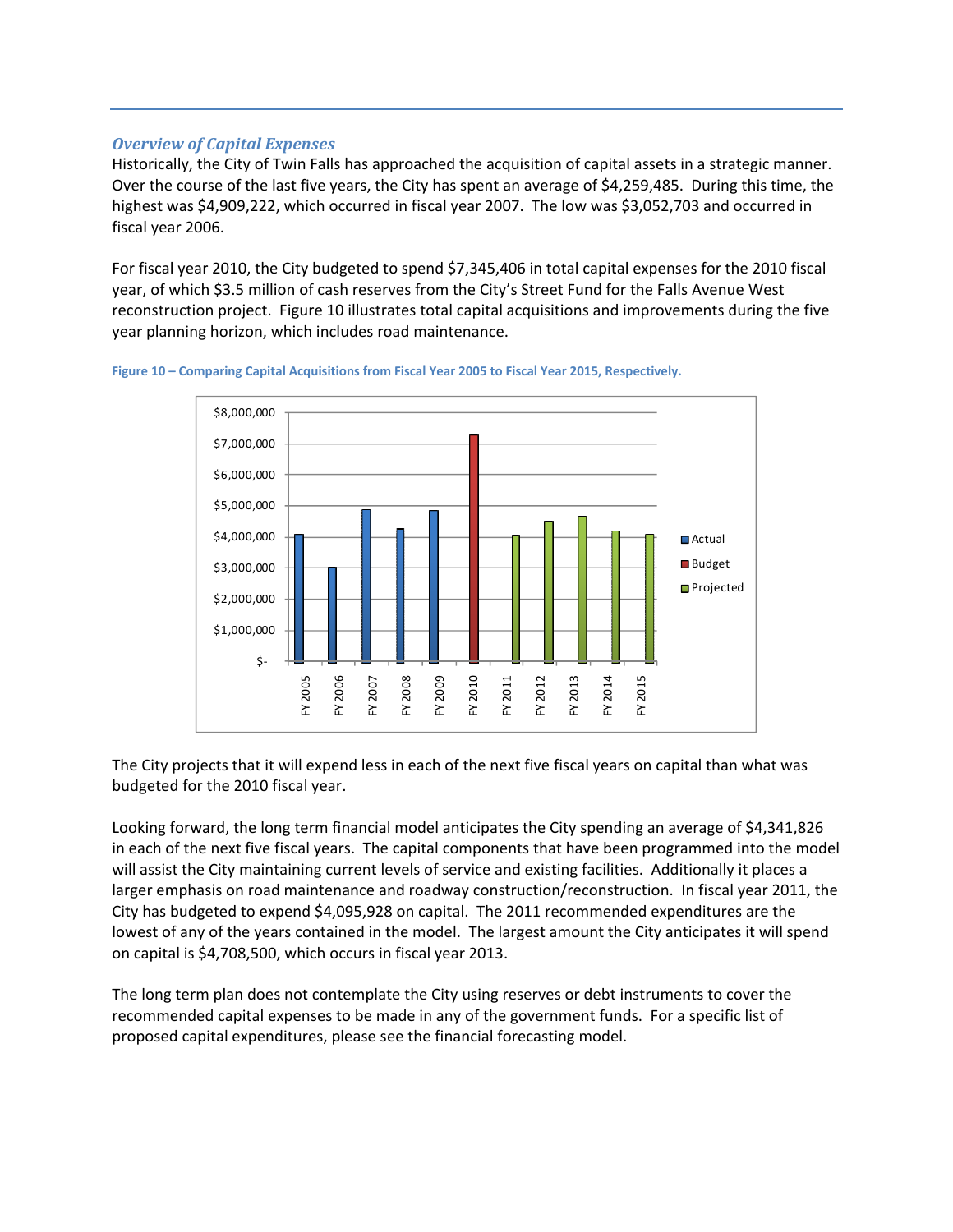### *Overview of Capital Expenses*

Historically, the City of Twin Falls has approached the acquisition of capital assets in a strategic manner. Over the course of the last five years, the City has spent an average of $4,259,485. During this time, the highest was $4,909,222, which occurred in fiscal year 2007. The low was $3,052,703 and occurred in fiscal year 2006.

For fiscal year 2010, the City budgeted to spend $7,345,406 in total capital expenses for the 2010 fiscal year, of which $3.5 million of cash reserves from the City's Street Fund for the Falls Avenue West reconstruction project. Figure 10 illustrates total capital acquisitions and improvements during the five year planning horizon, which includes road maintenance.

**Figure 10 – Comparing Capital Acquisitions from Fiscal Year 2005 to Fiscal Year 2015, Respectively.**

The City projects that it will expend less in each of the next five fiscal years on capital than what was budgeted for the 2010 fiscal year.

Looking forward, the long term financial model anticipates the City spending an average of $4,341,826 in each of the next five fiscal years. The capital components that have been programmed into the model will assist the City maintaining current levels of service and existing facilities. Additionally it places a larger emphasis on road maintenance and roadway construction/reconstruction. In fiscal year 2011, the City has budgeted to expend $4,095,928 on capital. The 2011 recommended expenditures are the lowest of any of the years contained in the model. The largest amount the City anticipates it will spend on capital is $4,708,500, which occurs in fiscal year 2013.

The long term plan does not contemplate the City using reserves or debt instruments to cover the recommended capital expenses to be made in any of the government funds. For a specific list of proposed capital expenditures, please see the financial forecasting model.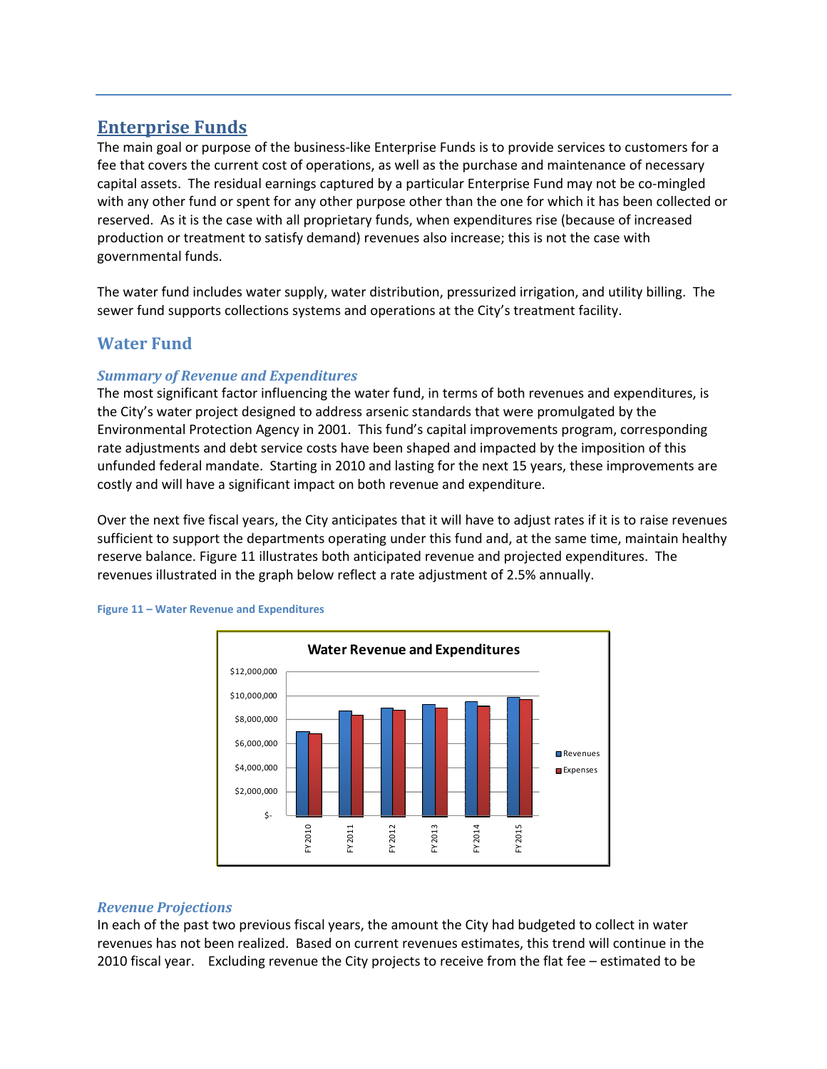## Enterprise Funds

The main goal or purpose of the business-like Enterprise Funds is to provide services to customers for a fee that covers the current cost of operations, as well as the purchase and maintenance of necessary capital assets. The residual earnings captured by a particular Enterprise Fund may not be co-mingled with any other fund or spent for any other purpose other than the one for which it has been collected or reserved. As it is the case with all proprietary funds, when expenditures rise (because of increased production or treatment to satisfy demand) revenues also increase; this is not the case with governmental funds.

The water fund includes water supply, water distribution, pressurized irrigation, and utility billing. The sewer fund supports collections systems and operations at the City's treatment facility.

### Water Fund

#### *Summary of Revenue and Expenditures*

The most significant factor influencing the water fund, in terms of both revenues and expenditures, is the City's water project designed to address arsenic standards that were promulgated by the Environmental Protection Agency in 2001. This fund's capital improvements program, corresponding rate adjustments and debt service costs have been shaped and impacted by the imposition of this unfunded federal mandate. Starting in 2010 and lasting for the next 15 years, these improvements are costly and will have a significant impact on both revenue and expenditure.

Over the next five fiscal years, the City anticipates that it will have to adjust rates if it is to raise revenues sufficient to support the departments operating under this fund and, at the same time, maintain healthy reserve balance. Figure 11 illustrates both anticipated revenue and projected expenditures. The revenues illustrated in the graph below reflect a rate adjustment of 2.5% annually.

**Figure 11 – Water Revenue and Expenditures**

#### *Revenue Projections*

In each of the past two previous fiscal years, the amount the City had budgeted to collect in water revenues has not been realized. Based on current revenues estimates, this trend will continue in the 2010 fiscal year. Excluding revenue the City projects to receive from the flat fee – estimated to be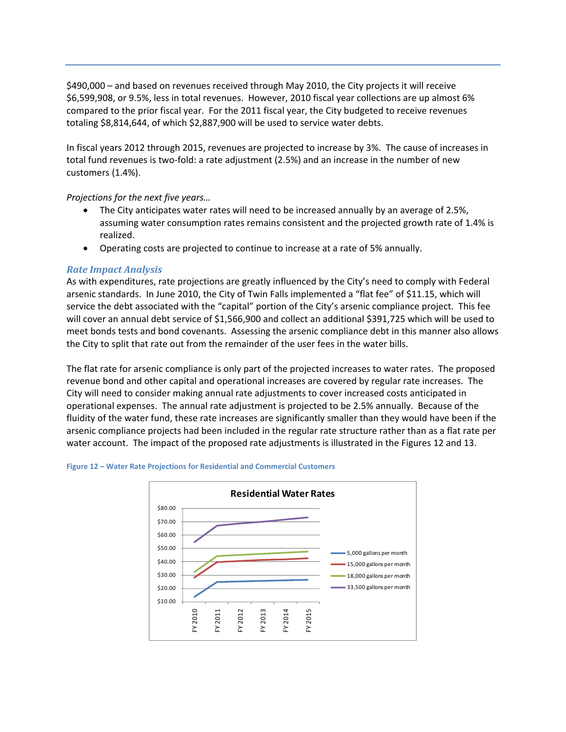$490,000 – and based on revenues received through May 2010, the City projects it will receive $6,599,908, or 9.5%, less in total revenues. However, 2010 fiscal year collections are up almost 6% compared to the prior fiscal year. For the 2011 fiscal year, the City budgeted to receive revenues totaling $8,814,644, of which $2,887,900 will be used to service water debts.

In fiscal years 2012 through 2015, revenues are projected to increase by 3%. The cause of increases in total fund revenues is two-fold: a rate adjustment (2.5%) and an increase in the number of new customers (1.4%).

*Projections for the next five years…*

- The City anticipates water rates will need to be increased annually by an average of 2.5%, assuming water consumption rates remains consistent and the projected growth rate of 1.4% is realized.
- Operating costs are projected to continue to increase at a rate of 5% annually.

### *Rate Impact Analysis*

As with expenditures, rate projections are greatly influenced by the City's need to comply with Federal arsenic standards. In June 2010, the City of Twin Falls implemented a "flat fee" of $11.15, which will service the debt associated with the "capital" portion of the City's arsenic compliance project. This fee will cover an annual debt service of $1,566,900 and collect an additional $391,725 which will be used to meet bonds tests and bond covenants. Assessing the arsenic compliance debt in this manner also allows the City to split that rate out from the remainder of the user fees in the water bills.

The flat rate for arsenic compliance is only part of the projected increases to water rates. The proposed revenue bond and other capital and operational increases are covered by regular rate increases. The City will need to consider making annual rate adjustments to cover increased costs anticipated in operational expenses. The annual rate adjustment is projected to be 2.5% annually. Because of the fluidity of the water fund, these rate increases are significantly smaller than they would have been if the arsenic compliance projects had been included in the regular rate structure rather than as a flat rate per water account. The impact of the proposed rate adjustments is illustrated in the Figures 12 and 13.

**Figure 12 – Water Rate Projections for Residential and Commercial Customers**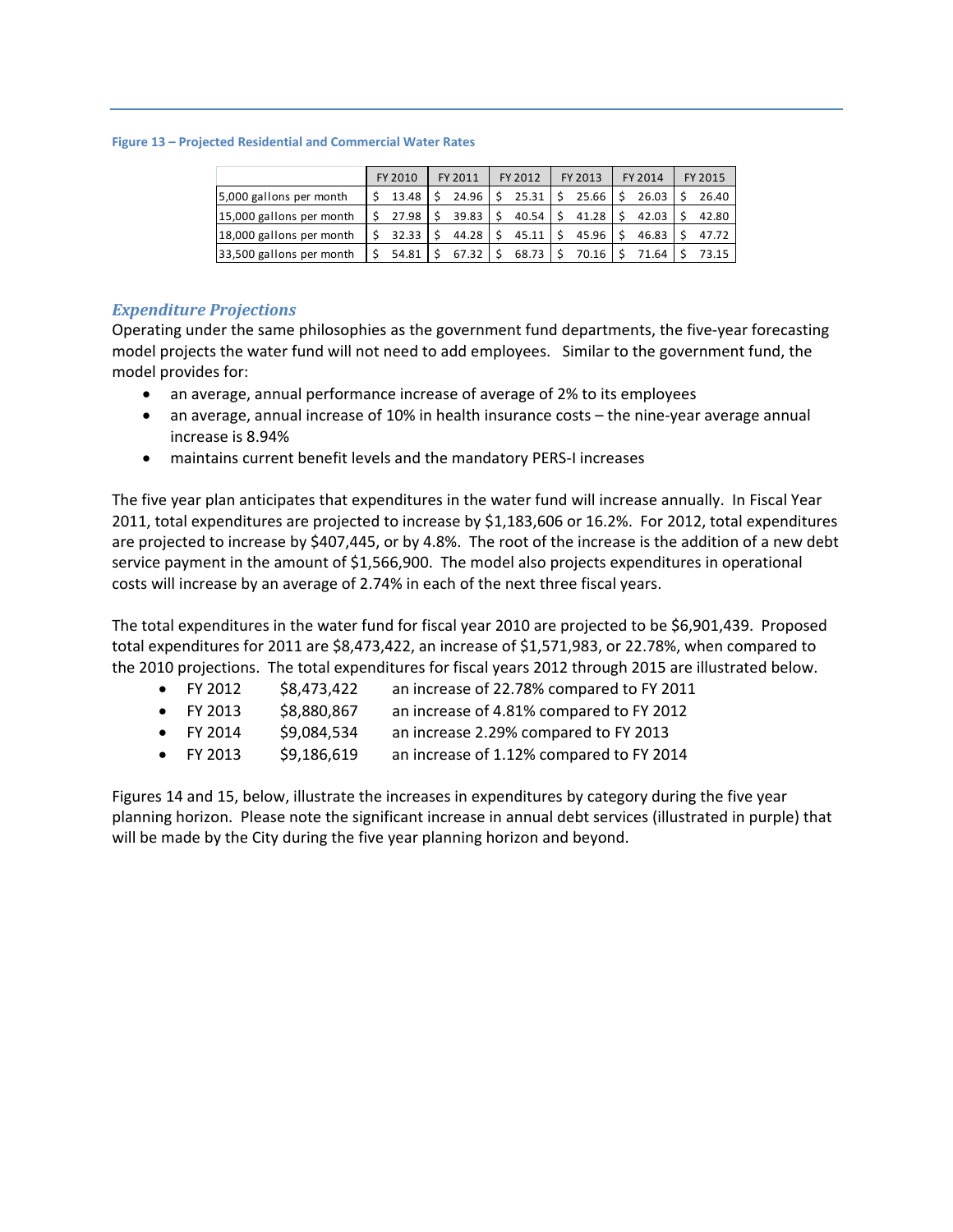**Figure 13 – Projected Residential and Commercial Water Rates**

| | FY 2010 | FY 2011 | FY 2012 | FY 2013 | FY 2014 | FY 2015 |
|---|---|---|---|---|---|---|
| 5,000 gallons per month | $ 13.48 | $ 24.96 | $ 25.31 | $ 25.66 | $ 26.03 | $ 26.40 |
| 15,000 gallons per month | $ 27.98 | $ 39.83 | $ 40.54 | $ 41.28 | $ 42.03 | $ 42.80 |
| 18,000 gallons per month | $ 32.33 | $ 44.28 | $ 45.11 | $ 45.96 | $ 46.83 | $ 47.72 |
| 33,500 gallons per month | $ 54.81 | $ 67.32 | $ 68.73 | $ 70.16 | $ 71.64 | $ 73.15 |

### *Expenditure Projections*

Operating under the same philosophies as the government fund departments, the five-year forecasting model projects the water fund will not need to add employees. Similar to the government fund, the model provides for:

- an average, annual performance increase of average of 2% to its employees
- an average, annual increase of 10% in health insurance costs – the nine-year average annual increase is 8.94%
- maintains current benefit levels and the mandatory PERS-I increases

The five year plan anticipates that expenditures in the water fund will increase annually. In Fiscal Year 2011, total expenditures are projected to increase by $1,183,606 or 16.2%. For 2012, total expenditures are projected to increase by $407,445, or by 4.8%. The root of the increase is the addition of a new debt service payment in the amount of $1,566,900. The model also projects expenditures in operational costs will increase by an average of 2.74% in each of the next three fiscal years.

The total expenditures in the water fund for fiscal year 2010 are projected to be $6,901,439. Proposed total expenditures for 2011 are $8,473,422, an increase of $1,571,983, or 22.78%, when compared to the 2010 projections. The total expenditures for fiscal years 2012 through 2015 are illustrated below.

- FY 2012 $8,473,422 an increase of 22.78% compared to FY 2011
- FY 2013 $8,880,867 an increase of 4.81% compared to FY 2012
- FY 2014 $9,084,534 an increase 2.29% compared to FY 2013
- FY 2013 $9,186,619 an increase of 1.12% compared to FY 2014

Figures 14 and 15, below, illustrate the increases in expenditures by category during the five year planning horizon. Please note the significant increase in annual debt services (illustrated in purple) that will be made by the City during the five year planning horizon and beyond.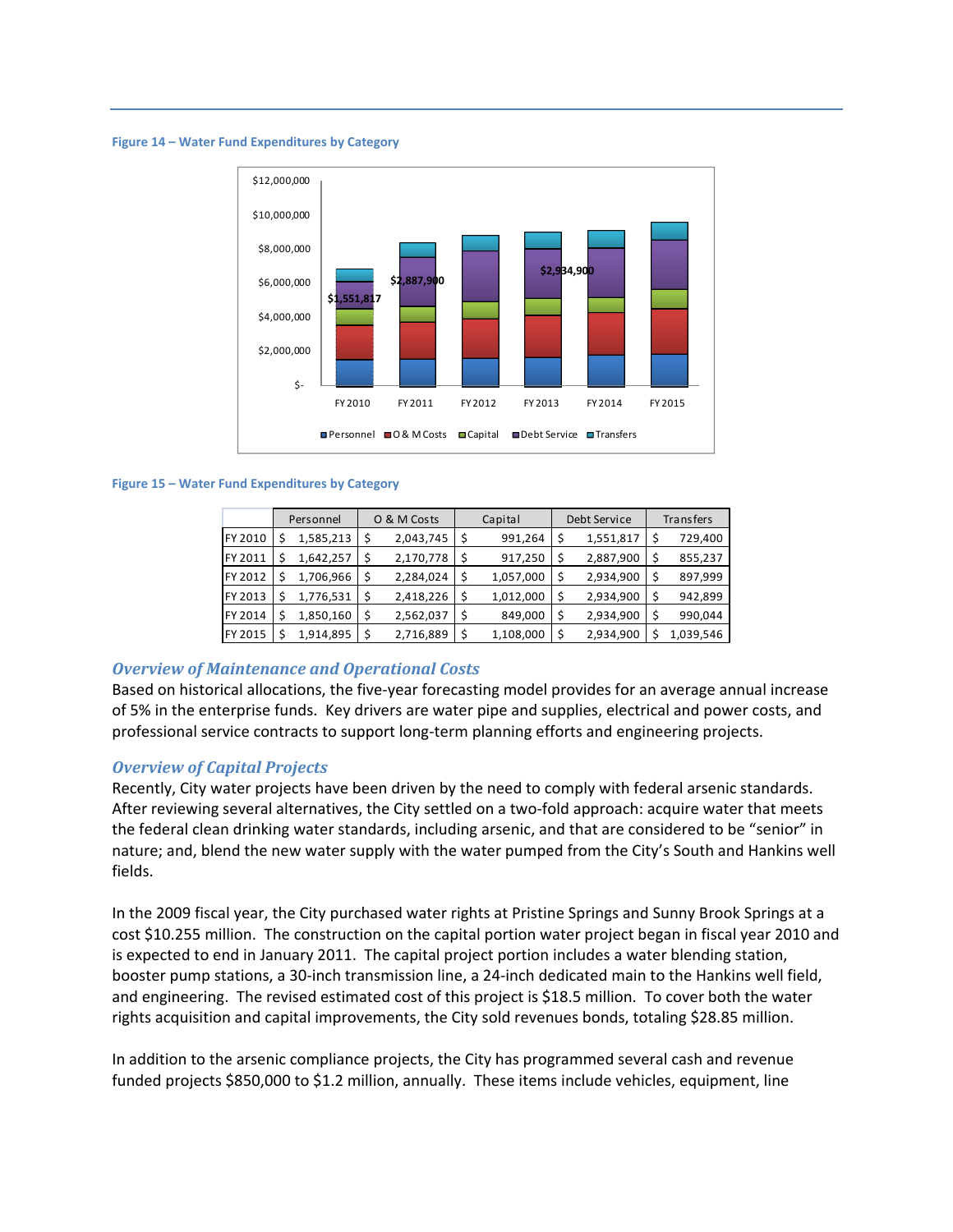Figure 14 – Water Fund Expenditures by Category

Figure 15 – Water Fund Expenditures by Category

| | Personnel | O & M Costs | Capital | Debt Service | Transfers |
|---|---|---|---|---|---|
| FY 2010 | $ 1,585,213 | $ 2,043,745 | $ 991,264 | $ 1,551,817 | $ 729,400 |
| FY 2011 | $ 1,642,257 | $ 2,170,778 | $ 917,250 | $ 2,887,900 | $ 855,237 |
| FY 2012 | $ 1,706,966 | $ 2,284,024 | $ 1,057,000 | $ 2,934,900 | $ 897,999 |
| FY 2013 | $ 1,776,531 | $ 2,418,226 | $ 1,012,000 | $ 2,934,900 | $ 942,899 |
| FY 2014 | $ 1,850,160 | $ 2,562,037 | $ 849,000 | $ 2,934,900 | $ 990,044 |
| FY 2015 | $ 1,914,895 | $ 2,716,889 | $ 1,108,000 | $ 2,934,900 | $ 1,039,546 |

### *Overview of Maintenance and Operational Costs*

Based on historical allocations, the five-year forecasting model provides for an average annual increase of 5% in the enterprise funds. Key drivers are water pipe and supplies, electrical and power costs, and professional service contracts to support long-term planning efforts and engineering projects.

### *Overview of Capital Projects*

Recently, City water projects have been driven by the need to comply with federal arsenic standards. After reviewing several alternatives, the City settled on a two-fold approach: acquire water that meets the federal clean drinking water standards, including arsenic, and that are considered to be "senior" in nature; and, blend the new water supply with the water pumped from the City's South and Hankins well fields.

In the 2009 fiscal year, the City purchased water rights at Pristine Springs and Sunny Brook Springs at a cost $10.255 million. The construction on the capital portion water project began in fiscal year 2010 and is expected to end in January 2011. The capital project portion includes a water blending station, booster pump stations, a 30-inch transmission line, a 24-inch dedicated main to the Hankins well field, and engineering. The revised estimated cost of this project is $18.5 million. To cover both the water rights acquisition and capital improvements, the City sold revenues bonds, totaling $28.85 million.

In addition to the arsenic compliance projects, the City has programmed several cash and revenue funded projects $850,000 to $1.2 million, annually. These items include vehicles, equipment, line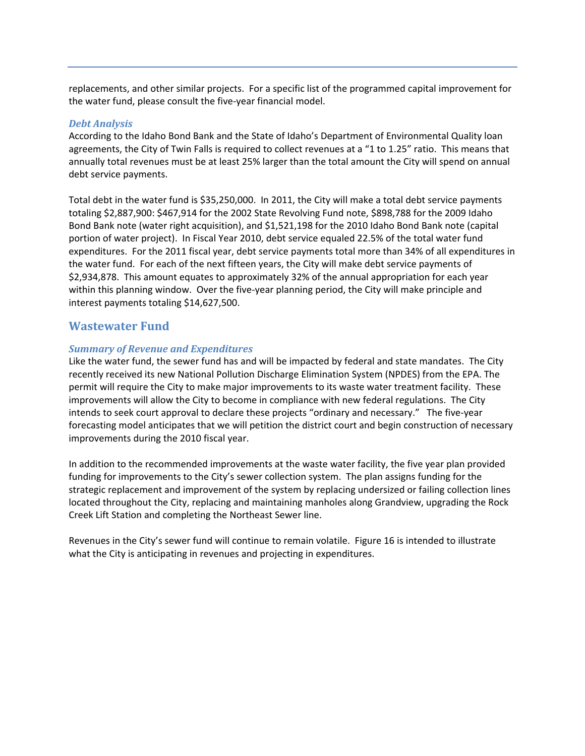replacements, and other similar projects. For a specific list of the programmed capital improvement for the water fund, please consult the five-year financial model.

### *Debt Analysis*

According to the Idaho Bond Bank and the State of Idaho's Department of Environmental Quality loan agreements, the City of Twin Falls is required to collect revenues at a "1 to 1.25" ratio. This means that annually total revenues must be at least 25% larger than the total amount the City will spend on annual debt service payments.

Total debt in the water fund is $35,250,000. In 2011, the City will make a total debt service payments totaling $2,887,900: $467,914 for the 2002 State Revolving Fund note, $898,788 for the 2009 Idaho Bond Bank note (water right acquisition), and $1,521,198 for the 2010 Idaho Bond Bank note (capital portion of water project). In Fiscal Year 2010, debt service equaled 22.5% of the total water fund expenditures. For the 2011 fiscal year, debt service payments total more than 34% of all expenditures in the water fund. For each of the next fifteen years, the City will make debt service payments of $2,934,878. This amount equates to approximately 32% of the annual appropriation for each year within this planning window. Over the five-year planning period, the City will make principle and interest payments totaling $14,627,500.

## Wastewater Fund

### *Summary of Revenue and Expenditures*

Like the water fund, the sewer fund has and will be impacted by federal and state mandates. The City recently received its new National Pollution Discharge Elimination System (NPDES) from the EPA. The permit will require the City to make major improvements to its waste water treatment facility. These improvements will allow the City to become in compliance with new federal regulations. The City intends to seek court approval to declare these projects "ordinary and necessary." The five-year forecasting model anticipates that we will petition the district court and begin construction of necessary improvements during the 2010 fiscal year.

In addition to the recommended improvements at the waste water facility, the five year plan provided funding for improvements to the City's sewer collection system. The plan assigns funding for the strategic replacement and improvement of the system by replacing undersized or failing collection lines located throughout the City, replacing and maintaining manholes along Grandview, upgrading the Rock Creek Lift Station and completing the Northeast Sewer line.

Revenues in the City's sewer fund will continue to remain volatile. Figure 16 is intended to illustrate what the City is anticipating in revenues and projecting in expenditures.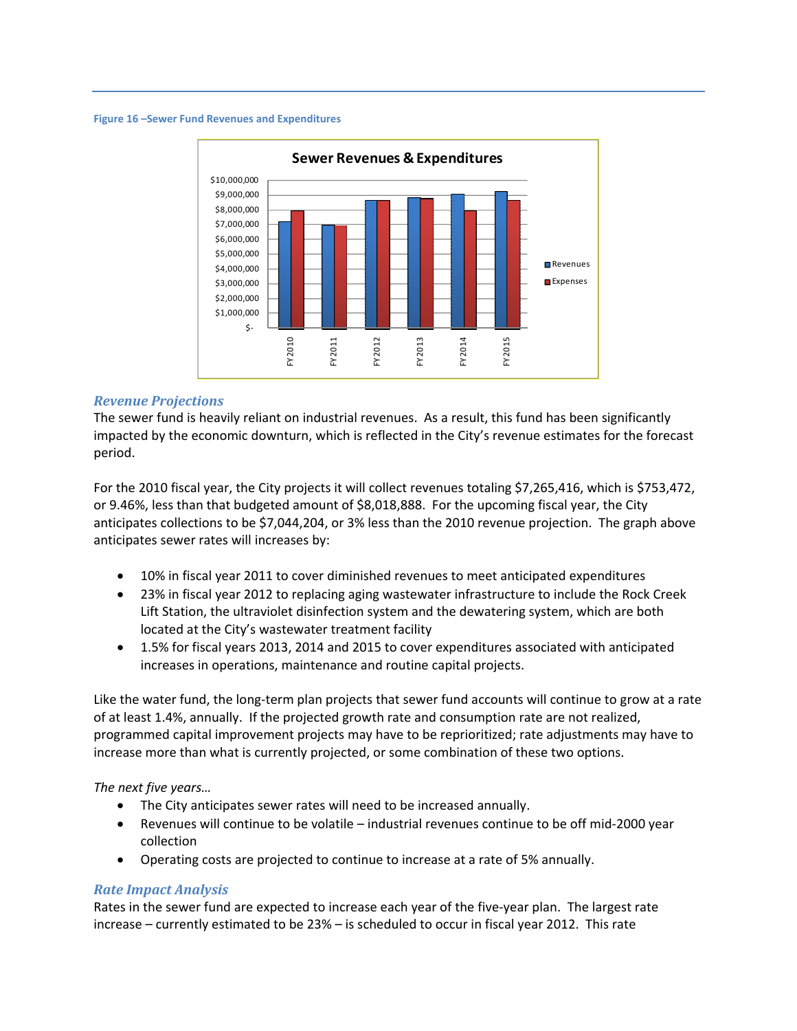**Figure 16 –Sewer Fund Revenues and Expenditures**

### *Revenue Projections*

The sewer fund is heavily reliant on industrial revenues. As a result, this fund has been significantly impacted by the economic downturn, which is reflected in the City's revenue estimates for the forecast period.

For the 2010 fiscal year, the City projects it will collect revenues totaling $7,265,416, which is $753,472, or 9.46%, less than that budgeted amount of $8,018,888. For the upcoming fiscal year, the City anticipates collections to be $7,044,204, or 3% less than the 2010 revenue projection. The graph above anticipates sewer rates will increases by:

- 10% in fiscal year 2011 to cover diminished revenues to meet anticipated expenditures
- 23% in fiscal year 2012 to replacing aging wastewater infrastructure to include the Rock Creek Lift Station, the ultraviolet disinfection system and the dewatering system, which are both located at the City's wastewater treatment facility
- 1.5% for fiscal years 2013, 2014 and 2015 to cover expenditures associated with anticipated increases in operations, maintenance and routine capital projects.

Like the water fund, the long-term plan projects that sewer fund accounts will continue to grow at a rate of at least 1.4%, annually. If the projected growth rate and consumption rate are not realized, programmed capital improvement projects may have to be reprioritized; rate adjustments may have to increase more than what is currently projected, or some combination of these two options.

*The next five years…*

- The City anticipates sewer rates will need to be increased annually.
- Revenues will continue to be volatile – industrial revenues continue to be off mid-2000 year collection
- Operating costs are projected to continue to increase at a rate of 5% annually.

### *Rate Impact Analysis*

Rates in the sewer fund are expected to increase each year of the five-year plan. The largest rate increase – currently estimated to be 23% – is scheduled to occur in fiscal year 2012. This rate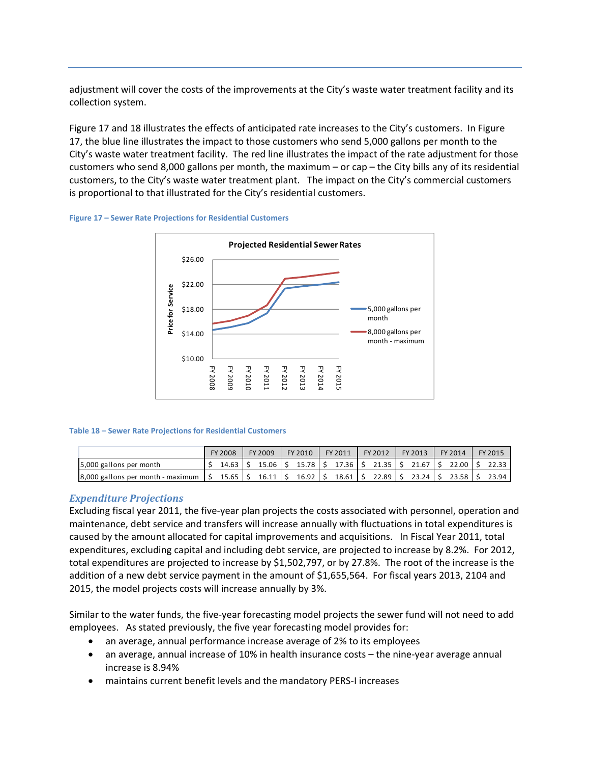adjustment will cover the costs of the improvements at the City's waste water treatment facility and its collection system.

Figure 17 and 18 illustrates the effects of anticipated rate increases to the City's customers. In Figure 17, the blue line illustrates the impact to those customers who send 5,000 gallons per month to the City's waste water treatment facility. The red line illustrates the impact of the rate adjustment for those customers who send 8,000 gallons per month, the maximum – or cap – the City bills any of its residential customers, to the City's waste water treatment plant. The impact on the City's commercial customers is proportional to that illustrated for the City's residential customers.

**Figure 17 – Sewer Rate Projections for Residential Customers**

**Table 18 – Sewer Rate Projections for Residential Customers**

| | FY 2008 | FY 2009 | FY 2010 | FY 2011 | FY 2012 | FY 2013 | FY 2014 | FY 2015 |
|---|---|---|---|---|---|---|---|---|
| 5,000 gallons per month | $ 14.63 | $ 15.06 | $ 15.78 | $ 17.36 | $ 21.35 | $ 21.67 | $ 22.00 | $ 22.33 |
| 8,000 gallons per month - maximum | $ 15.65 | $ 16.11 | $ 16.92 | $ 18.61 | $ 22.89 | $ 23.24 | $ 23.58 | $ 23.94 |

### *Expenditure Projections*

Excluding fiscal year 2011, the five-year plan projects the costs associated with personnel, operation and maintenance, debt service and transfers will increase annually with fluctuations in total expenditures is caused by the amount allocated for capital improvements and acquisitions. In Fiscal Year 2011, total expenditures, excluding capital and including debt service, are projected to increase by 8.2%. For 2012, total expenditures are projected to increase by $1,502,797, or by 27.8%. The root of the increase is the addition of a new debt service payment in the amount of $1,655,564. For fiscal years 2013, 2104 and 2015, the model projects costs will increase annually by 3%.

Similar to the water funds, the five-year forecasting model projects the sewer fund will not need to add employees. As stated previously, the five year forecasting model provides for:

- an average, annual performance increase average of 2% to its employees
- an average, annual increase of 10% in health insurance costs – the nine-year average annual increase is 8.94%
- maintains current benefit levels and the mandatory PERS-I increases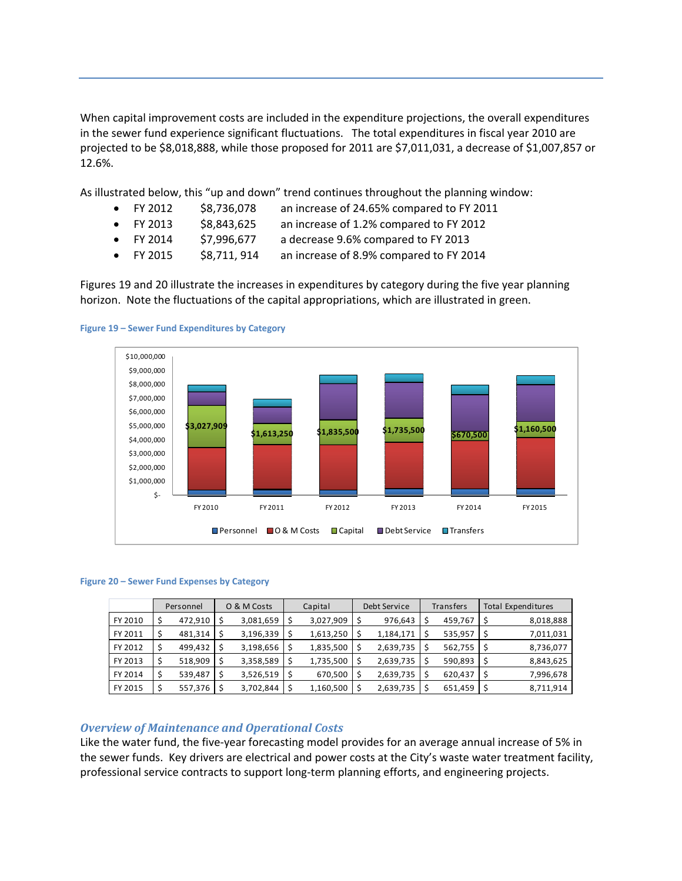When capital improvement costs are included in the expenditure projections, the overall expenditures in the sewer fund experience significant fluctuations. The total expenditures in fiscal year 2010 are projected to be $8,018,888, while those proposed for 2011 are $7,011,031, a decrease of $1,007,857 or 12.6%.

As illustrated below, this "up and down" trend continues throughout the planning window:

- FY 2012 $8,736,078 an increase of 24.65% compared to FY 2011
- FY 2013 $8,843,625 an increase of 1.2% compared to FY 2012
- FY 2014 $7,996,677 a decrease 9.6% compared to FY 2013
- FY 2015 $8,711, 914 an increase of 8.9% compared to FY 2014

Figures 19 and 20 illustrate the increases in expenditures by category during the five year planning horizon. Note the fluctuations of the capital appropriations, which are illustrated in green.

**Figure 19 – Sewer Fund Expenditures by Category**

**Figure 20 – Sewer Fund Expenses by Category**

| | Personnel | O & M Costs | Capital | Debt Service | Transfers | Total Expenditures |
|---|---|---|---|---|---|---|
| FY 2010 | $ 472,910 | $ 3,081,659 | $ 3,027,909 | $ 976,643 | $ 459,767 | $ 8,018,888 |
| FY 2011 | $ 481,314 | $ 3,196,339 | $ 1,613,250 | $ 1,184,171 | $ 535,957 | $ 7,011,031 |
| FY 2012 | $ 499,432 | $ 3,198,656 | $ 1,835,500 | $ 2,639,735 | $ 562,755 | $ 8,736,077 |
| FY 2013 | $ 518,909 | $ 3,358,589 | $ 1,735,500 | $ 2,639,735 | $ 590,893 | $ 8,843,625 |
| FY 2014 | $ 539,487 | $ 3,526,519 | $ 670,500 | $ 2,639,735 | $ 620,437 | $ 7,996,678 |
| FY 2015 | $ 557,376 | $ 3,702,844 | $ 1,160,500 | $ 2,639,735 | $ 651,459 | $ 8,711,914 |

### *Overview of Maintenance and Operational Costs*

Like the water fund, the five-year forecasting model provides for an average annual increase of 5% in the sewer funds. Key drivers are electrical and power costs at the City's waste water treatment facility, professional service contracts to support long-term planning efforts, and engineering projects.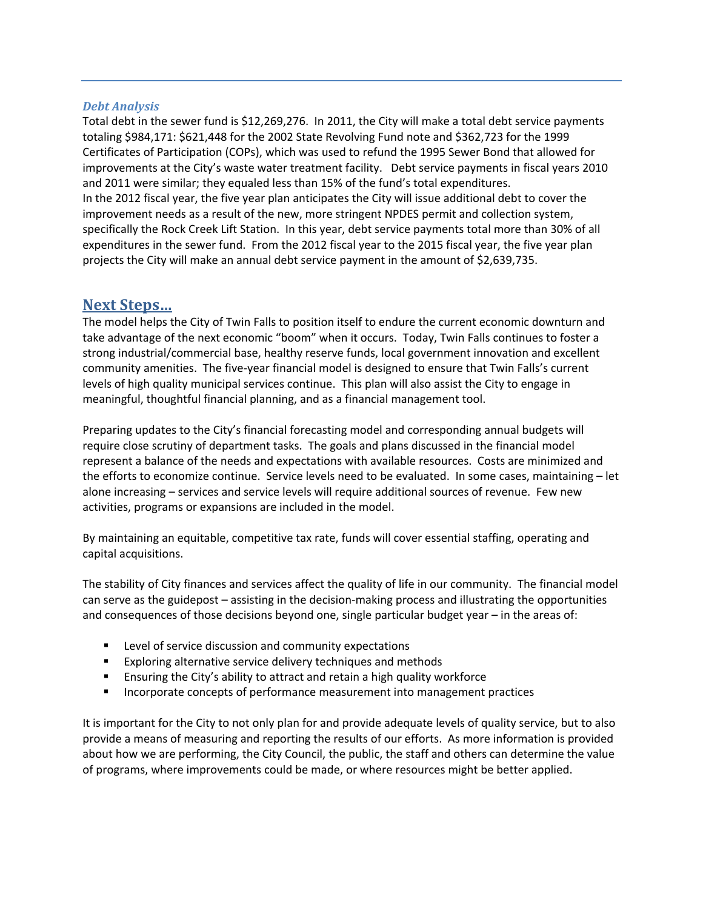### *Debt Analysis*

Total debt in the sewer fund is $12,269,276. In 2011, the City will make a total debt service payments totaling $984,171: $621,448 for the 2002 State Revolving Fund note and $362,723 for the 1999 Certificates of Participation (COPs), which was used to refund the 1995 Sewer Bond that allowed for improvements at the City's waste water treatment facility. Debt service payments in fiscal years 2010 and 2011 were similar; they equaled less than 15% of the fund's total expenditures.
In the 2012 fiscal year, the five year plan anticipates the City will issue additional debt to cover the improvement needs as a result of the new, more stringent NPDES permit and collection system, specifically the Rock Creek Lift Station. In this year, debt service payments total more than 30% of all expenditures in the sewer fund. From the 2012 fiscal year to the 2015 fiscal year, the five year plan projects the City will make an annual debt service payment in the amount of $2,639,735.

## Next Steps…

The model helps the City of Twin Falls to position itself to endure the current economic downturn and take advantage of the next economic "boom" when it occurs. Today, Twin Falls continues to foster a strong industrial/commercial base, healthy reserve funds, local government innovation and excellent community amenities. The five-year financial model is designed to ensure that Twin Falls's current levels of high quality municipal services continue. This plan will also assist the City to engage in meaningful, thoughtful financial planning, and as a financial management tool.

Preparing updates to the City's financial forecasting model and corresponding annual budgets will require close scrutiny of department tasks. The goals and plans discussed in the financial model represent a balance of the needs and expectations with available resources. Costs are minimized and the efforts to economize continue. Service levels need to be evaluated. In some cases, maintaining – let alone increasing – services and service levels will require additional sources of revenue. Few new activities, programs or expansions are included in the model.

By maintaining an equitable, competitive tax rate, funds will cover essential staffing, operating and capital acquisitions.

The stability of City finances and services affect the quality of life in our community. The financial model can serve as the guidepost – assisting in the decision-making process and illustrating the opportunities and consequences of those decisions beyond one, single particular budget year – in the areas of:

- Level of service discussion and community expectations
- Exploring alternative service delivery techniques and methods
- Ensuring the City's ability to attract and retain a high quality workforce
- Incorporate concepts of performance measurement into management practices

It is important for the City to not only plan for and provide adequate levels of quality service, but to also provide a means of measuring and reporting the results of our efforts. As more information is provided about how we are performing, the City Council, the public, the staff and others can determine the value of programs, where improvements could be made, or where resources might be better applied.